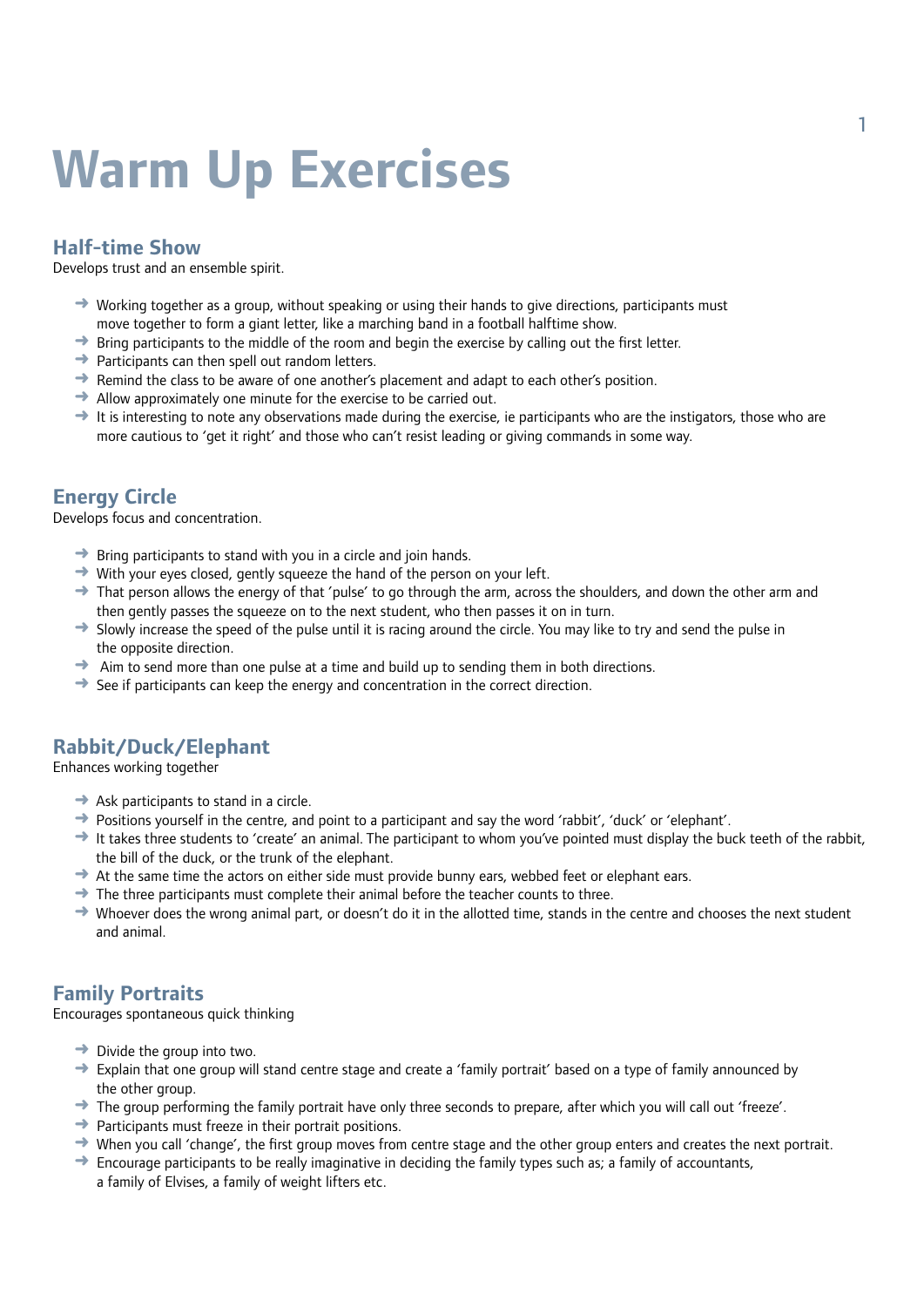# Warm Up Exercises

## Half-time Show

Develops trust and an ensemble spirit.

- Working together as a group, without speaking or using their hands to give directions, participants must move together to form a giant letter, like a marching band in a football halftime show.
- Bring participants to the middle of the room and begin the exercise by calling out the first letter.
- Participants can then spell out random letters.
- Remind the class to be aware of one another's placement and adapt to each other's position.
- Allow approximately one minute for the exercise to be carried out.
- It is interesting to note any observations made during the exercise, ie participants who are the instigators, those who are more cautious to 'get it right' and those who can't resist leading or giving commands in some way.

## Energy Circle

Develops focus and concentration.

- Bring participants to stand with you in a circle and join hands.
- With your eyes closed, gently squeeze the hand of the person on your left.
- That person allows the energy of that 'pulse' to go through the arm, across the shoulders, and down the other arm and then gently passes the squeeze on to the next student, who then passes it on in turn.
- Slowly increase the speed of the pulse until it is racing around the circle. You may like to try and send the pulse in the opposite direction.
- Aim to send more than one pulse at a time and build up to sending them in both directions.
- See if participants can keep the energy and concentration in the correct direction.

## Rabbit/Duck/Elephant

Enhances working together

- Ask participants to stand in a circle.
- Positions yourself in the centre, and point to a participant and say the word 'rabbit', 'duck' or 'elephant'.
- It takes three students to 'create' an animal. The participant to whom you've pointed must display the buck teeth of the rabbit, the bill of the duck, or the trunk of the elephant.
- At the same time the actors on either side must provide bunny ears, webbed feet or elephant ears.
- The three participants must complete their animal before the teacher counts to three.
- Whoever does the wrong animal part, or doesn't do it in the allotted time, stands in the centre and chooses the next student and animal.

## Family Portraits

Encourages spontaneous quick thinking

- Divide the group into two.
- Explain that one group will stand centre stage and create a 'family portrait' based on a type of family announced by the other group.
- The group performing the family portrait have only three seconds to prepare, after which you will call out 'freeze'.
- Participants must freeze in their portrait positions.
- When you call 'change', the first group moves from centre stage and the other group enters and creates the next portrait.
- Encourage participants to be really imaginative in deciding the family types such as; a family of accountants, a family of Elvises, a family of weight lifters etc.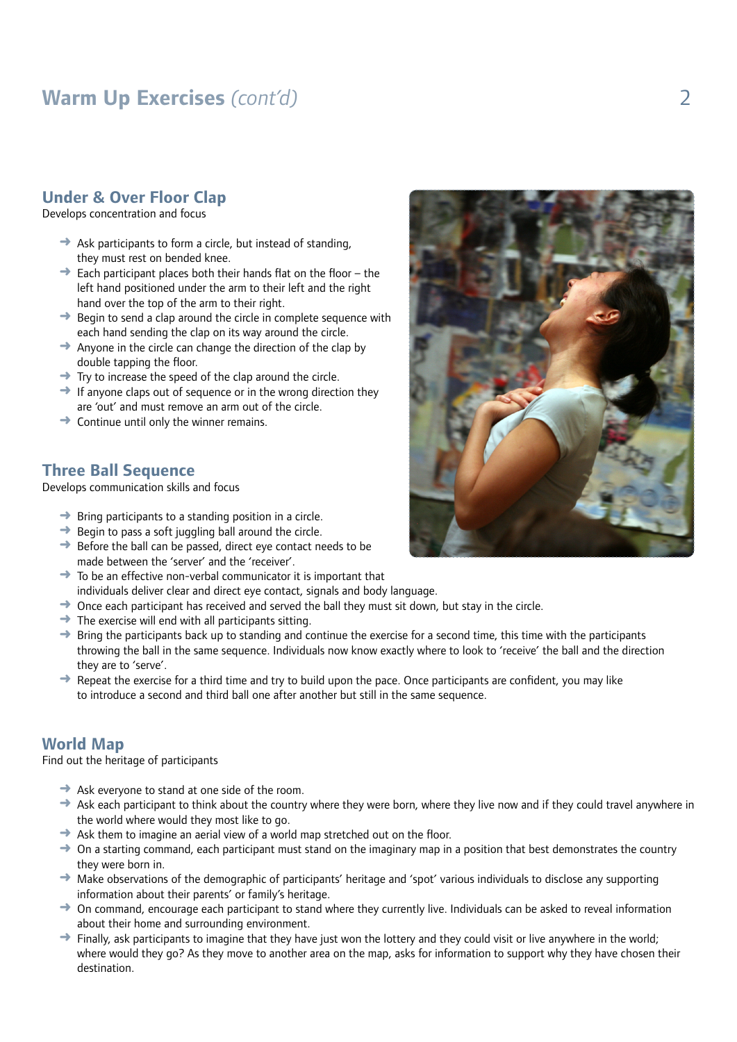# Warm Up Exercises *(cont'd)*

## Under & Over Floor Clap

Develops concentration and focus

- Ask participants to form a circle, but instead of standing, they must rest on bended knee.
- Each participant places both their hands flat on the floor – the left hand positioned under the arm to their left and the right hand over the top of the arm to their right.
- Begin to send a clap around the circle in complete sequence with each hand sending the clap on its way around the circle.
- Anyone in the circle can change the direction of the clap by double tapping the floor.
- Try to increase the speed of the clap around the circle.
- If anyone claps out of sequence or in the wrong direction they are 'out' and must remove an arm out of the circle.
- Continue until only the winner remains.

## Three Ball Sequence

Develops communication skills and focus

- Bring participants to a standing position in a circle.
- Begin to pass a soft juggling ball around the circle.
- Before the ball can be passed, direct eye contact needs to be made between the 'server' and the 'receiver'.
- To be an effective non-verbal communicator it is important that individuals deliver clear and direct eye contact, signals and body language.
- Once each participant has received and served the ball they must sit down, but stay in the circle.
- The exercise will end with all participants sitting.
- Bring the participants back up to standing and continue the exercise for a second time, this time with the participants throwing the ball in the same sequence. Individuals now know exactly where to look to 'receive' the ball and the direction they are to 'serve'.
- Repeat the exercise for a third time and try to build upon the pace. Once participants are confident, you may like to introduce a second and third ball one after another but still in the same sequence.

## World Map

Find out the heritage of participants

- Ask everyone to stand at one side of the room.
- Ask each participant to think about the country where they were born, where they live now and if they could travel anywhere in the world where would they most like to go.
- Ask them to imagine an aerial view of a world map stretched out on the floor.
- On a starting command, each participant must stand on the imaginary map in a position that best demonstrates the country they were born in.
- Make observations of the demographic of participants' heritage and 'spot' various individuals to disclose any supporting information about their parents' or family's heritage.
- On command, encourage each participant to stand where they currently live. Individuals can be asked to reveal information about their home and surrounding environment.
- Finally, ask participants to imagine that they have just won the lottery and they could visit or live anywhere in the world; where would they go? As they move to another area on the map, asks for information to support why they have chosen their destination.